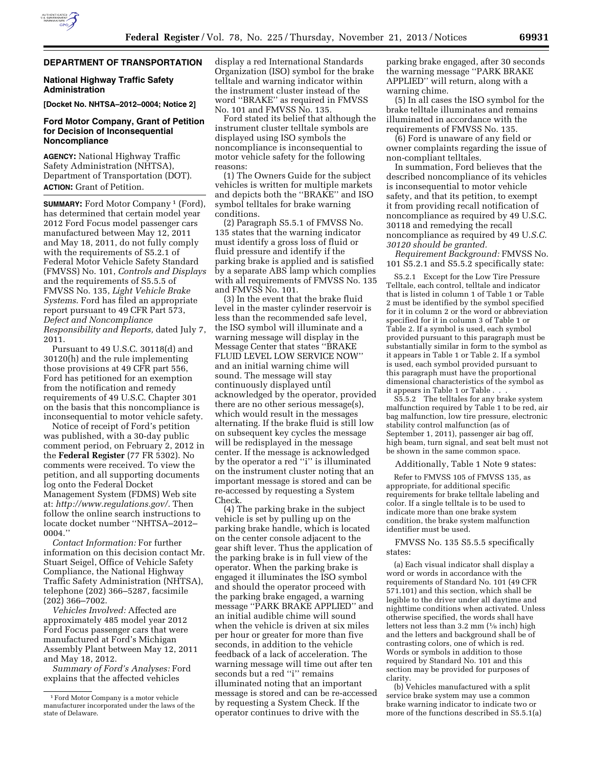## DEPARTMENT OF TRANSPORTATION

### National Highway Traffic Safety Administration

**[Docket No. NHTSA–2012–0004; Notice 2]**

### Ford Motor Company, Grant of Petition for Decision of Inconsequential Noncompliance

**AGENCY:** National Highway Traffic Safety Administration (NHTSA), Department of Transportation (DOT).

**ACTION:** Grant of Petition.

**SUMMARY:** Ford Motor Company [1] (Ford), has determined that certain model year 2012 Ford Focus model passenger cars manufactured between May 12, 2011 and May 18, 2011, do not fully comply with the requirements of S5.2.1 of Federal Motor Vehicle Safety Standard (FMVSS) No. 101, *Controls and Displays* and the requirements of S5.5.5 of FMVSS No. 135, *Light Vehicle Brake Systems*. Ford has filed an appropriate report pursuant to 49 CFR Part 573, *Defect and Noncompliance Responsibility and Reports,* dated July 7, 2011.

Pursuant to 49 U.S.C. 30118(d) and 30120(h) and the rule implementing those provisions at 49 CFR part 556, Ford has petitioned for an exemption from the notification and remedy requirements of 49 U.S.C. Chapter 301 on the basis that this noncompliance is inconsequential to motor vehicle safety.

Notice of receipt of Ford's petition was published, with a 30-day public comment period, on February 2, 2012 in the **Federal Register** (77 FR 5302). No comments were received. To view the petition, and all supporting documents log onto the Federal Docket Management System (FDMS) Web site at: *http://www.regulations.gov/*. Then follow the online search instructions to locate docket number "NHTSA–2012–0004."

*Contact Information:* For further information on this decision contact Mr. Stuart Seigel, Office of Vehicle Safety Compliance, the National Highway Traffic Safety Administration (NHTSA), telephone (202) 366–5287, facsimile (202) 366–7002.

*Vehicles Involved:* Affected are approximately 485 model year 2012 Ford Focus passenger cars that were manufactured at Ford's Michigan Assembly Plant between May 12, 2011 and May 18, 2012.

*Summary of Ford's Analyses:* Ford explains that the affected vehicles display a red International Standards Organization (ISO) symbol for the brake telltale and warning indicator within the instrument cluster instead of the word "BRAKE" as required in FMVSS No. 101 and FMVSS No. 135.

Ford stated its belief that although the instrument cluster telltale symbols are displayed using ISO symbols the noncompliance is inconsequential to motor vehicle safety for the following reasons:

(1) The Owners Guide for the subject vehicles is written for multiple markets and depicts both the "BRAKE" and ISO symbol telltales for brake warning conditions.

(2) Paragraph S5.5.1 of FMVSS No. 135 states that the warning indicator must identify a gross loss of fluid or fluid pressure and identify if the parking brake is applied and is satisfied by a separate ABS lamp which complies with all requirements of FMVSS No. 135 and FMVSS No. 101.

(3) In the event that the brake fluid level in the master cylinder reservoir is less than the recommended safe level, the ISO symbol will illuminate and a warning message will display in the Message Center that states "BRAKE FLUID LEVEL LOW SERVICE NOW" and an initial warning chime will sound. The message will stay continuously displayed until acknowledged by the operator, provided there are no other serious message(s), which would result in the messages alternating. If the brake fluid is still low on subsequent key cycles the message will be redisplayed in the message center. If the message is acknowledged by the operator a red "i" is illuminated on the instrument cluster noting that an important message is stored and can be re-accessed by requesting a System Check.

(4) The parking brake in the subject vehicle is set by pulling up on the parking brake handle, which is located on the center console adjacent to the gear shift lever. Thus the application of the parking brake is in full view of the operator. When the parking brake is engaged it illuminates the ISO symbol and should the operator proceed with the parking brake engaged, a warning message "PARK BRAKE APPLIED" and an initial audible chime will sound when the vehicle is driven at six miles per hour or greater for more than five seconds, in addition to the vehicle feedback of a lack of acceleration. The warning message will time out after ten seconds but a red "i" remains illuminated noting that an important message is stored and can be re-accessed by requesting a System Check. If the operator continues to drive with the parking brake engaged, after 30 seconds the warning message "PARK BRAKE APPLIED" will return, along with a warning chime.

(5) In all cases the ISO symbol for the brake telltale illuminates and remains illuminated in accordance with the requirements of FMVSS No. 135.

(6) Ford is unaware of any field or owner complaints regarding the issue of non-compliant telltales.

In summation, Ford believes that the described noncompliance of its vehicles is inconsequential to motor vehicle safety, and that its petition, to exempt it from providing recall notification of noncompliance as required by 49 U.S.C. 30118 and remedying the recall noncompliance as required by 49 U*.S.C. 30120 should be granted.*

*Requirement Background:* FMVSS No. 101 S5.2.1 and S5.5.2 specifically state:

> S5.2.1 Except for the Low Tire Pressure Telltale, each control, telltale and indicator that is listed in column 1 of Table 1 or Table 2 must be identified by the symbol specified for it in column 2 or the word or abbreviation specified for it in column 3 of Table 1 or Table 2. If a symbol is used, each symbol provided pursuant to this paragraph must be substantially similar in form to the symbol as it appears in Table 1 or Table 2. If a symbol is used, each symbol provided pursuant to this paragraph must have the proportional dimensional characteristics of the symbol as it appears in Table 1 or Table . . .
>
> S5.5.2 The telltales for any brake system malfunction required by Table 1 to be red, air bag malfunction, low tire pressure, electronic stability control malfunction (as of September 1, 2011), passenger air bag off, high beam, turn signal, and seat belt must not be shown in the same common space.

Additionally, Table 1 Note 9 states:

> Refer to FMVSS 105 of FMVSS 135, as appropriate, for additional specific requirements for brake telltale labeling and color. If a single telltale is to be used to indicate more than one brake system condition, the brake system malfunction identifier must be used.

FMVSS No. 135 S5.5.5 specifically states:

> (a) Each visual indicator shall display a word or words in accordance with the requirements of Standard No. 101 (49 CFR 571.101) and this section, which shall be legible to the driver under all daytime and nighttime conditions when activated. Unless otherwise specified, the words shall have letters not less than 3.2 mm (1/8 inch) high and the letters and background shall be of contrasting colors, one of which is red. Words or symbols in addition to those required by Standard No. 101 and this section may be provided for purposes of clarity.
>
> (b) Vehicles manufactured with a split service brake system may use a common brake warning indicator to indicate two or more of the functions described in S5.5.1(a)

[1] Ford Motor Company is a motor vehicle manufacturer incorporated under the laws of the state of Delaware.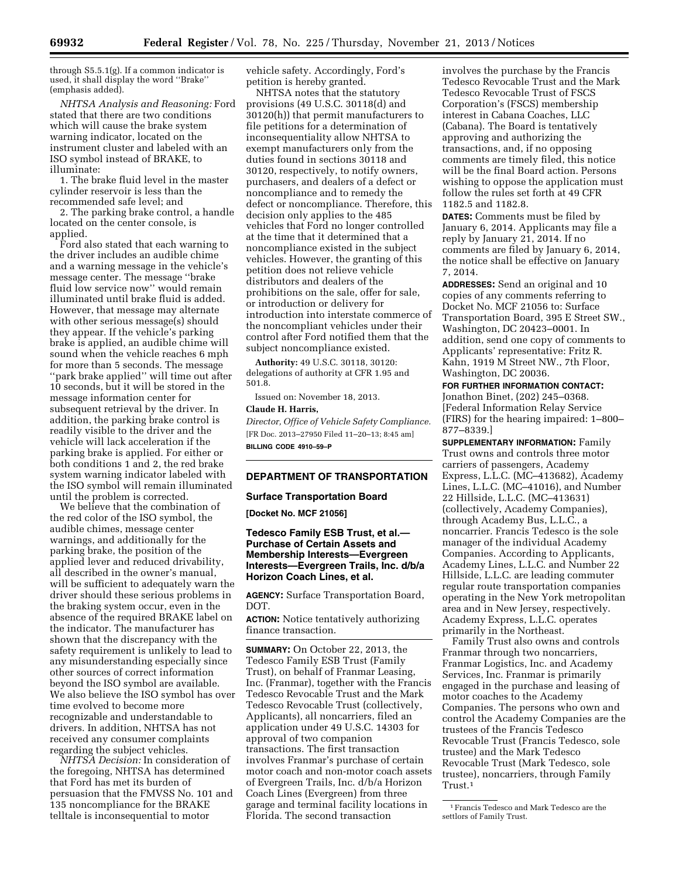through S5.5.1(g). If a common indicator is used, it shall display the word ''Brake'' (emphasis added).

*NHTSA Analysis and Reasoning:* Ford stated that there are two conditions which will cause the brake system warning indicator, located on the instrument cluster and labeled with an ISO symbol instead of BRAKE, to illuminate:

1. The brake fluid level in the master cylinder reservoir is less than the recommended safe level; and

2. The parking brake control, a handle located on the center console, is applied.

Ford also stated that each warning to the driver includes an audible chime and a warning message in the vehicle's message center. The message ''brake fluid low service now'' would remain illuminated until brake fluid is added. However, that message may alternate with other serious message(s) should they appear. If the vehicle's parking brake is applied, an audible chime will sound when the vehicle reaches 6 mph for more than 5 seconds. The message ''park brake applied'' will time out after 10 seconds, but it will be stored in the message information center for subsequent retrieval by the driver. In addition, the parking brake control is readily visible to the driver and the vehicle will lack acceleration if the parking brake is applied. For either or both conditions 1 and 2, the red brake system warning indicator labeled with the ISO symbol will remain illuminated until the problem is corrected.

We believe that the combination of the red color of the ISO symbol, the audible chimes, message center warnings, and additionally for the parking brake, the position of the applied lever and reduced drivability, all described in the owner's manual, will be sufficient to adequately warn the driver should these serious problems in the braking system occur, even in the absence of the required BRAKE label on the indicator. The manufacturer has shown that the discrepancy with the safety requirement is unlikely to lead to any misunderstanding especially since other sources of correct information beyond the ISO symbol are available. We also believe the ISO symbol has over time evolved to become more recognizable and understandable to drivers. In addition, NHTSA has not received any consumer complaints regarding the subject vehicles.

*NHTSA Decision:* In consideration of the foregoing, NHTSA has determined that Ford has met its burden of persuasion that the FMVSS No. 101 and 135 noncompliance for the BRAKE telltale is inconsequential to motor vehicle safety. Accordingly, Ford's petition is hereby granted.

NHTSA notes that the statutory provisions (49 U.S.C. 30118(d) and 30120(h)) that permit manufacturers to file petitions for a determination of inconsequentiality allow NHTSA to exempt manufacturers only from the duties found in sections 30118 and 30120, respectively, to notify owners, purchasers, and dealers of a defect or noncompliance and to remedy the defect or noncompliance. Therefore, this decision only applies to the 485 vehicles that Ford no longer controlled at the time that it determined that a noncompliance existed in the subject vehicles. However, the granting of this petition does not relieve vehicle distributors and dealers of the prohibitions on the sale, offer for sale, or introduction or delivery for introduction into interstate commerce of the noncompliant vehicles under their control after Ford notified them that the subject noncompliance existed.

**Authority:** 49 U.S.C. 30118, 30120: delegations of authority at CFR 1.95 and 501.8.

Issued on: November 18, 2013.

**Claude H. Harris,**

*Director, Office of Vehicle Safety Compliance.*

[FR Doc. 2013–27950 Filed 11–20–13; 8:45 am]

**BILLING CODE 4910–59–P**

## DEPARTMENT OF TRANSPORTATION

### Surface Transportation Board

**[Docket No. MCF 21056]**

### Tedesco Family ESB Trust, et al.—Purchase of Certain Assets and Membership Interests—Evergreen Interests—Evergreen Trails, Inc. d/b/a Horizon Coach Lines, et al.

**AGENCY:** Surface Transportation Board, DOT.

**ACTION:** Notice tentatively authorizing finance transaction.

**SUMMARY:** On October 22, 2013, the Tedesco Family ESB Trust (Family Trust), on behalf of Franmar Leasing, Inc. (Franmar), together with the Francis Tedesco Revocable Trust and the Mark Tedesco Revocable Trust (collectively, Applicants), all noncarriers, filed an application under 49 U.S.C. 14303 for approval of two companion transactions. The first transaction involves Franmar's purchase of certain motor coach and non-motor coach assets of Evergreen Trails, Inc. d/b/a Horizon Coach Lines (Evergreen) from three garage and terminal facility locations in Florida. The second transaction involves the purchase by the Francis Tedesco Revocable Trust and the Mark Tedesco Revocable Trust of FSCS Corporation's (FSCS) membership interest in Cabana Coaches, LLC (Cabana). The Board is tentatively approving and authorizing the transactions, and, if no opposing comments are timely filed, this notice will be the final Board action. Persons wishing to oppose the application must follow the rules set forth at 49 CFR 1182.5 and 1182.8.

**DATES:** Comments must be filed by January 6, 2014. Applicants may file a reply by January 21, 2014. If no comments are filed by January 6, 2014, the notice shall be effective on January 7, 2014.

**ADDRESSES:** Send an original and 10 copies of any comments referring to Docket No. MCF 21056 to: Surface Transportation Board, 395 E Street SW., Washington, DC 20423–0001. In addition, send one copy of comments to Applicants' representative: Fritz R. Kahn, 1919 M Street NW., 7th Floor, Washington, DC 20036.

**FOR FURTHER INFORMATION CONTACT:** Jonathon Binet, (202) 245–0368. [Federal Information Relay Service (FIRS) for the hearing impaired: 1–800–877–8339.]

**SUPPLEMENTARY INFORMATION:** Family Trust owns and controls three motor carriers of passengers, Academy Express, L.L.C. (MC–413682), Academy Lines, L.L.C. (MC–41016), and Number 22 Hillside, L.L.C. (MC–413631) (collectively, Academy Companies), through Academy Bus, L.L.C., a noncarrier. Francis Tedesco is the sole manager of the individual Academy Companies. According to Applicants, Academy Lines, L.L.C. and Number 22 Hillside, L.L.C. are leading commuter regular route transportation companies operating in the New York metropolitan area and in New Jersey, respectively. Academy Express, L.L.C. operates primarily in the Northeast.

Family Trust also owns and controls Franmar through two noncarriers, Franmar Logistics, Inc. and Academy Services, Inc. Franmar is primarily engaged in the purchase and leasing of motor coaches to the Academy Companies. The persons who own and control the Academy Companies are the trustees of the Francis Tedesco Revocable Trust (Francis Tedesco, sole trustee) and the Mark Tedesco Revocable Trust (Mark Tedesco, sole trustee), noncarriers, through Family Trust.[1]

[1] Francis Tedesco and Mark Tedesco are the settlors of Family Trust.